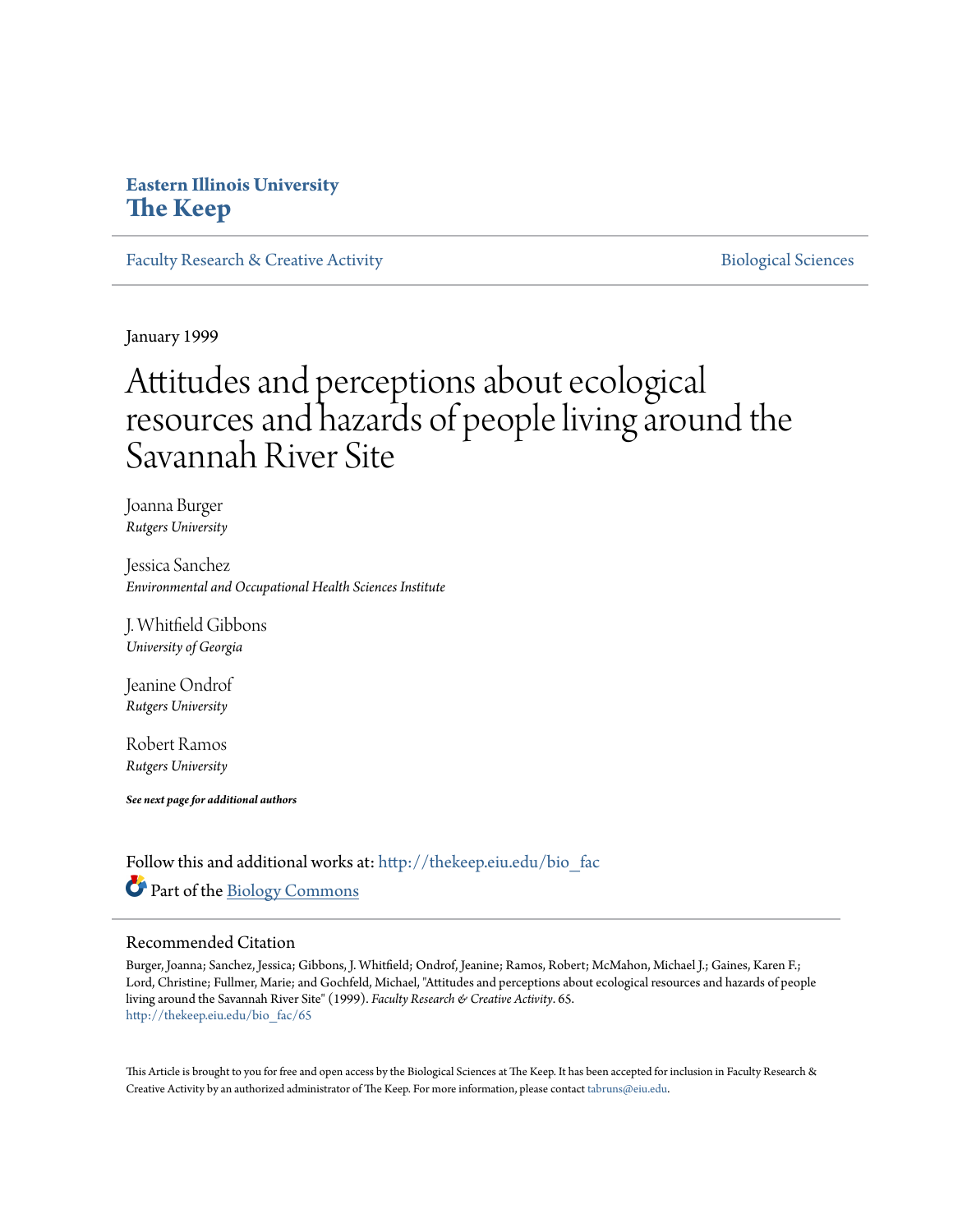Eastern Illinois University
**The Keep**

Faculty Research & Creative Activity | Biological Sciences

January 1999

# Attitudes and perceptions about ecological resources and hazards of people living around the Savannah River Site

Joanna Burger
*Rutgers University*

Jessica Sanchez
*Environmental and Occupational Health Sciences Institute*

J. Whitfield Gibbons
*University of Georgia*

Jeanine Ondrof
*Rutgers University*

Robert Ramos
*Rutgers University*

***See next page for additional authors***

Follow this and additional works at: http://thekeep.eiu.edu/bio_fac

Part of the Biology Commons

## Recommended Citation

Burger, Joanna; Sanchez, Jessica; Gibbons, J. Whitfield; Ondrof, Jeanine; Ramos, Robert; McMahon, Michael J.; Gaines, Karen F.; Lord, Christine; Fullmer, Marie; and Gochfeld, Michael, "Attitudes and perceptions about ecological resources and hazards of people living around the Savannah River Site" (1999). *Faculty Research & Creative Activity*. 65.
http://thekeep.eiu.edu/bio_fac/65

This Article is brought to you for free and open access by the Biological Sciences at The Keep. It has been accepted for inclusion in Faculty Research & Creative Activity by an authorized administrator of The Keep. For more information, please contact tabruns@eiu.edu.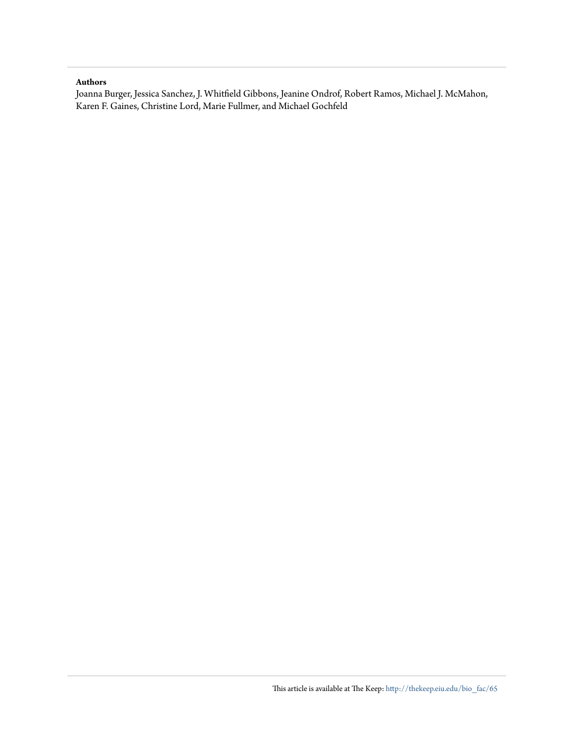**Authors**

Joanna Burger, Jessica Sanchez, J. Whitfield Gibbons, Jeanine Ondrof, Robert Ramos, Michael J. McMahon, Karen F. Gaines, Christine Lord, Marie Fullmer, and Michael Gochfeld

This article is available at The Keep: http://thekeep.eiu.edu/bio_fac/65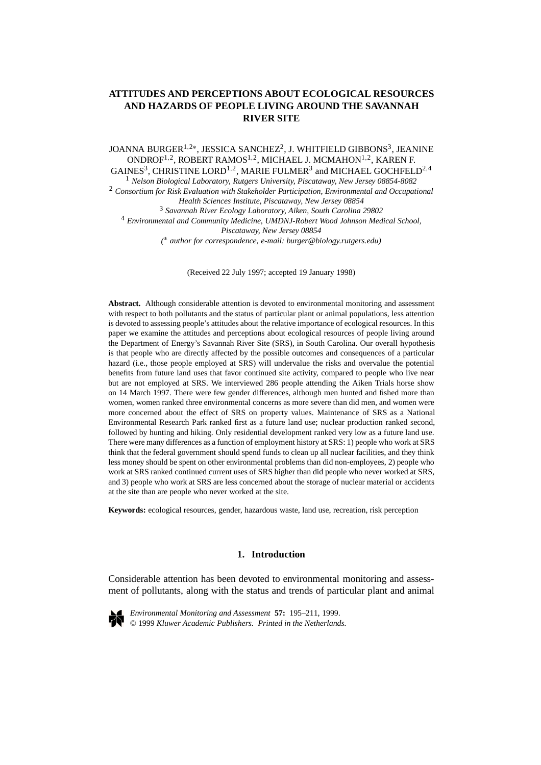# ATTITUDES AND PERCEPTIONS ABOUT ECOLOGICAL RESOURCES AND HAZARDS OF PEOPLE LIVING AROUND THE SAVANNAH RIVER SITE

JOANNA BURGER[1,2*], JESSICA SANCHEZ[2], J. WHITFIELD GIBBONS[3], JEANINE ONDROF[1,2], ROBERT RAMOS[1,2], MICHAEL J. MCMAHON[1,2], KAREN F. GAINES[3], CHRISTINE LORD[1,2], MARIE FULMER[3] and MICHAEL GOCHFELD[2,4]

[1] *Nelson Biological Laboratory, Rutgers University, Piscataway, New Jersey 08854-8082*
[2] *Consortium for Risk Evaluation with Stakeholder Participation, Environmental and Occupational Health Sciences Institute, Piscataway, New Jersey 08854*
[3] *Savannah River Ecology Laboratory, Aiken, South Carolina 29802*
[4] *Environmental and Community Medicine, UMDNJ-Robert Wood Johnson Medical School, Piscataway, New Jersey 08854*
(* *author for correspondence, e-mail: burger@biology.rutgers.edu)*

(Received 22 July 1997; accepted 19 January 1998)

**Abstract.** Although considerable attention is devoted to environmental monitoring and assessment with respect to both pollutants and the status of particular plant or animal populations, less attention is devoted to assessing people's attitudes about the relative importance of ecological resources. In this paper we examine the attitudes and perceptions about ecological resources of people living around the Department of Energy's Savannah River Site (SRS), in South Carolina. Our overall hypothesis is that people who are directly affected by the possible outcomes and consequences of a particular hazard (i.e., those people employed at SRS) will undervalue the risks and overvalue the potential benefits from future land uses that favor continued site activity, compared to people who live near but are not employed at SRS. We interviewed 286 people attending the Aiken Trials horse show on 14 March 1997. There were few gender differences, although men hunted and fished more than women, women ranked three environmental concerns as more severe than did men, and women were more concerned about the effect of SRS on property values. Maintenance of SRS as a National Environmental Research Park ranked first as a future land use; nuclear production ranked second, followed by hunting and hiking. Only residential development ranked very low as a future land use. There were many differences as a function of employment history at SRS: 1) people who work at SRS think that the federal government should spend funds to clean up all nuclear facilities, and they think less money should be spent on other environmental problems than did non-employees, 2) people who work at SRS ranked continued current uses of SRS higher than did people who never worked at SRS, and 3) people who work at SRS are less concerned about the storage of nuclear material or accidents at the site than are people who never worked at the site.

**Keywords:** ecological resources, gender, hazardous waste, land use, recreation, risk perception

## 1. Introduction

Considerable attention has been devoted to environmental monitoring and assessment of pollutants, along with the status and trends of particular plant and animal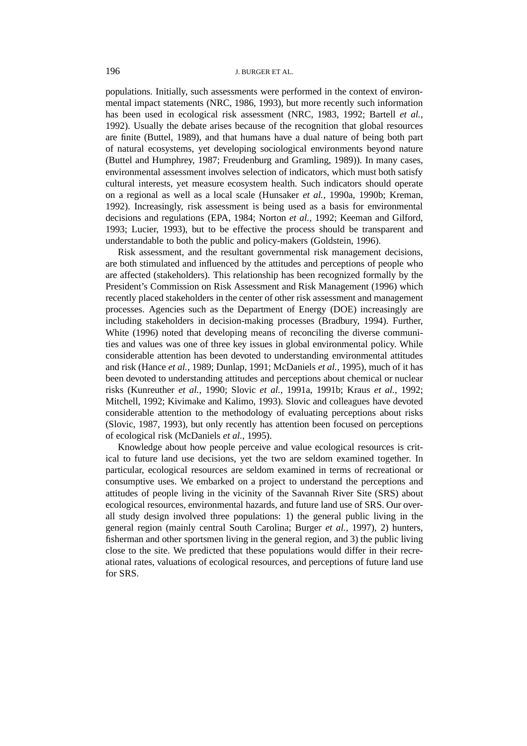populations. Initially, such assessments were performed in the context of environmental impact statements (NRC, 1986, 1993), but more recently such information has been used in ecological risk assessment (NRC, 1983, 1992; Bartell *et al.*, 1992). Usually the debate arises because of the recognition that global resources are finite (Buttel, 1989), and that humans have a dual nature of being both part of natural ecosystems, yet developing sociological environments beyond nature (Buttel and Humphrey, 1987; Freudenburg and Gramling, 1989)). In many cases, environmental assessment involves selection of indicators, which must both satisfy cultural interests, yet measure ecosystem health. Such indicators should operate on a regional as well as a local scale (Hunsaker *et al.*, 1990a, 1990b; Kreman, 1992). Increasingly, risk assessment is being used as a basis for environmental decisions and regulations (EPA, 1984; Norton *et al.*, 1992; Keeman and Gilford, 1993; Lucier, 1993), but to be effective the process should be transparent and understandable to both the public and policy-makers (Goldstein, 1996).

Risk assessment, and the resultant governmental risk management decisions, are both stimulated and influenced by the attitudes and perceptions of people who are affected (stakeholders). This relationship has been recognized formally by the President's Commission on Risk Assessment and Risk Management (1996) which recently placed stakeholders in the center of other risk assessment and management processes. Agencies such as the Department of Energy (DOE) increasingly are including stakeholders in decision-making processes (Bradbury, 1994). Further, White (1996) noted that developing means of reconciling the diverse communities and values was one of three key issues in global environmental policy. While considerable attention has been devoted to understanding environmental attitudes and risk (Hance *et al.*, 1989; Dunlap, 1991; McDaniels *et al.*, 1995), much of it has been devoted to understanding attitudes and perceptions about chemical or nuclear risks (Kunreuther *et al.*, 1990; Slovic *et al.*, 1991a, 1991b; Kraus *et al.*, 1992; Mitchell, 1992; Kivimake and Kalimo, 1993). Slovic and colleagues have devoted considerable attention to the methodology of evaluating perceptions about risks (Slovic, 1987, 1993), but only recently has attention been focused on perceptions of ecological risk (McDaniels *et al.*, 1995).

Knowledge about how people perceive and value ecological resources is critical to future land use decisions, yet the two are seldom examined together. In particular, ecological resources are seldom examined in terms of recreational or consumptive uses. We embarked on a project to understand the perceptions and attitudes of people living in the vicinity of the Savannah River Site (SRS) about ecological resources, environmental hazards, and future land use of SRS. Our overall study design involved three populations: 1) the general public living in the general region (mainly central South Carolina; Burger *et al.*, 1997), 2) hunters, fisherman and other sportsmen living in the general region, and 3) the public living close to the site. We predicted that these populations would differ in their recreational rates, valuations of ecological resources, and perceptions of future land use for SRS.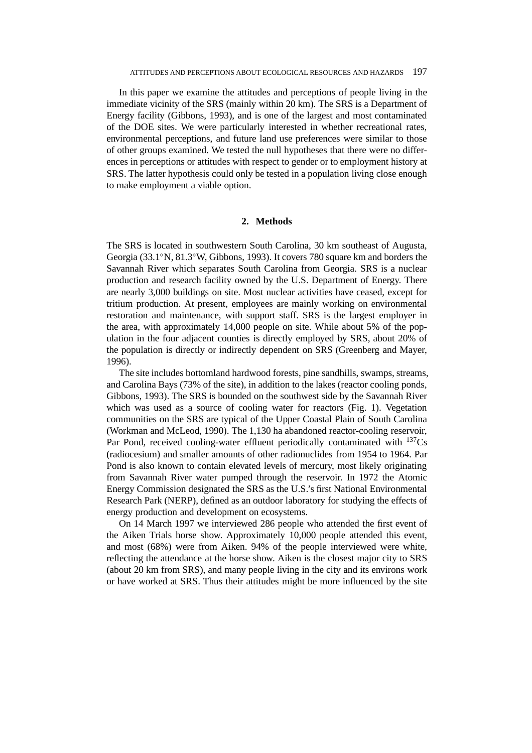In this paper we examine the attitudes and perceptions of people living in the immediate vicinity of the SRS (mainly within 20 km). The SRS is a Department of Energy facility (Gibbons, 1993), and is one of the largest and most contaminated of the DOE sites. We were particularly interested in whether recreational rates, environmental perceptions, and future land use preferences were similar to those of other groups examined. We tested the null hypotheses that there were no differences in perceptions or attitudes with respect to gender or to employment history at SRS. The latter hypothesis could only be tested in a population living close enough to make employment a viable option.

## 2. Methods

The SRS is located in southwestern South Carolina, 30 km southeast of Augusta, Georgia (33.1°N, 81.3°W, Gibbons, 1993). It covers 780 square km and borders the Savannah River which separates South Carolina from Georgia. SRS is a nuclear production and research facility owned by the U.S. Department of Energy. There are nearly 3,000 buildings on site. Most nuclear activities have ceased, except for tritium production. At present, employees are mainly working on environmental restoration and maintenance, with support staff. SRS is the largest employer in the area, with approximately 14,000 people on site. While about 5% of the population in the four adjacent counties is directly employed by SRS, about 20% of the population is directly or indirectly dependent on SRS (Greenberg and Mayer, 1996).

The site includes bottomland hardwood forests, pine sandhills, swamps, streams, and Carolina Bays (73% of the site), in addition to the lakes (reactor cooling ponds, Gibbons, 1993). The SRS is bounded on the southwest side by the Savannah River which was used as a source of cooling water for reactors (Fig. 1). Vegetation communities on the SRS are typical of the Upper Coastal Plain of South Carolina (Workman and McLeod, 1990). The 1,130 ha abandoned reactor-cooling reservoir, Par Pond, received cooling-water effluent periodically contaminated with $^{137}Cs$ (radiocesium) and smaller amounts of other radionuclides from 1954 to 1964. Par Pond is also known to contain elevated levels of mercury, most likely originating from Savannah River water pumped through the reservoir. In 1972 the Atomic Energy Commission designated the SRS as the U.S.'s first National Environmental Research Park (NERP), defined as an outdoor laboratory for studying the effects of energy production and development on ecosystems.

On 14 March 1997 we interviewed 286 people who attended the first event of the Aiken Trials horse show. Approximately 10,000 people attended this event, and most (68%) were from Aiken. 94% of the people interviewed were white, reflecting the attendance at the horse show. Aiken is the closest major city to SRS (about 20 km from SRS), and many people living in the city and its environs work or have worked at SRS. Thus their attitudes might be more influenced by the site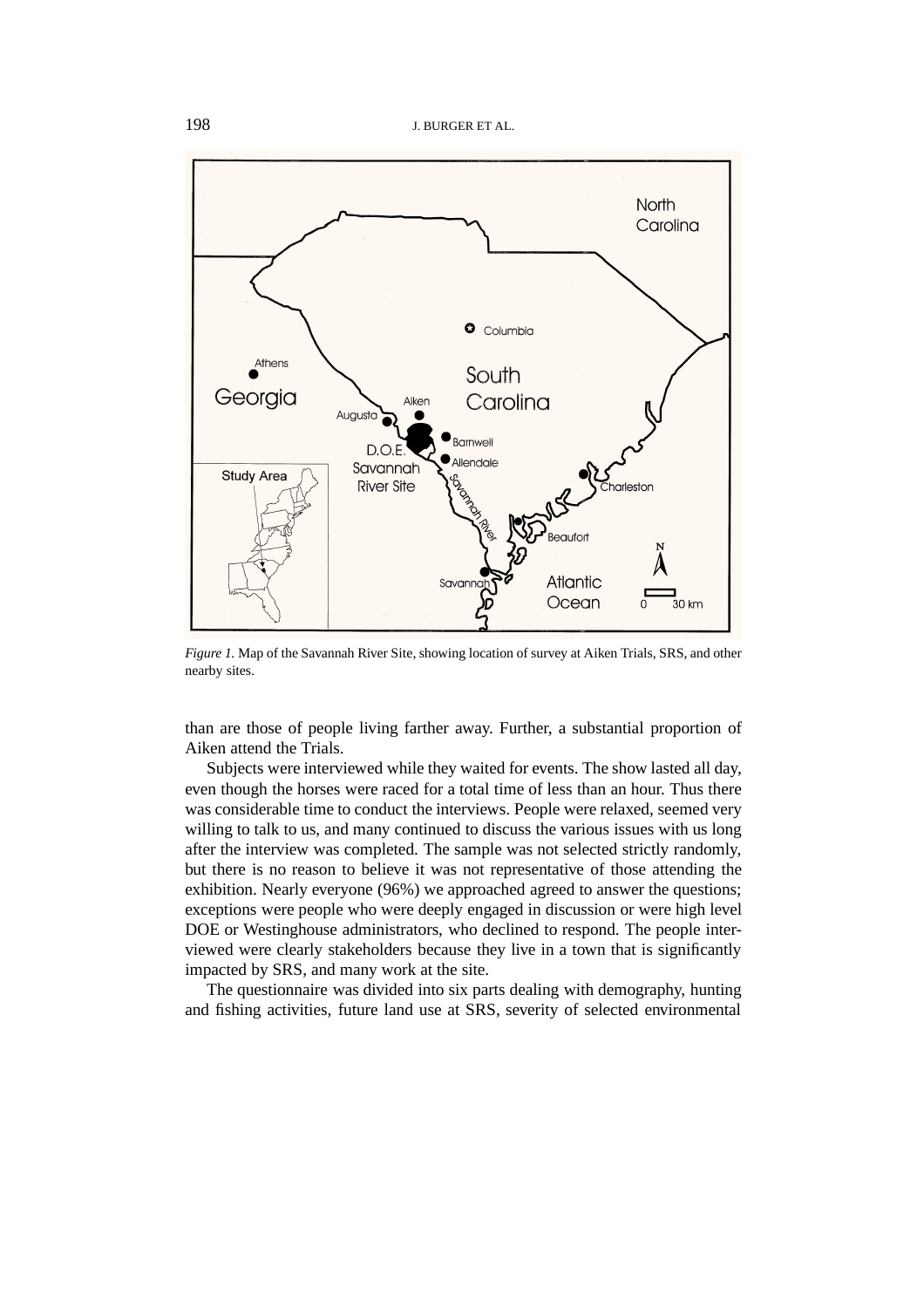*Figure 1.* Map of the Savannah River Site, showing location of survey at Aiken Trials, SRS, and other nearby sites.

than are those of people living farther away. Further, a substantial proportion of Aiken attend the Trials.

Subjects were interviewed while they waited for events. The show lasted all day, even though the horses were raced for a total time of less than an hour. Thus there was considerable time to conduct the interviews. People were relaxed, seemed very willing to talk to us, and many continued to discuss the various issues with us long after the interview was completed. The sample was not selected strictly randomly, but there is no reason to believe it was not representative of those attending the exhibition. Nearly everyone (96%) we approached agreed to answer the questions; exceptions were people who were deeply engaged in discussion or were high level DOE or Westinghouse administrators, who declined to respond. The people interviewed were clearly stakeholders because they live in a town that is significantly impacted by SRS, and many work at the site.

The questionnaire was divided into six parts dealing with demography, hunting and fishing activities, future land use at SRS, severity of selected environmental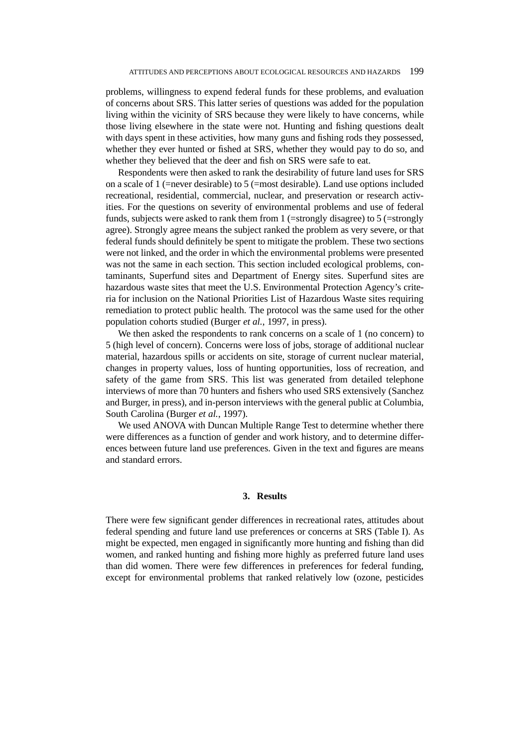problems, willingness to expend federal funds for these problems, and evaluation of concerns about SRS. This latter series of questions was added for the population living within the vicinity of SRS because they were likely to have concerns, while those living elsewhere in the state were not. Hunting and fishing questions dealt with days spent in these activities, how many guns and fishing rods they possessed, whether they ever hunted or fished at SRS, whether they would pay to do so, and whether they believed that the deer and fish on SRS were safe to eat.

Respondents were then asked to rank the desirability of future land uses for SRS on a scale of 1 (=never desirable) to 5 (=most desirable). Land use options included recreational, residential, commercial, nuclear, and preservation or research activities. For the questions on severity of environmental problems and use of federal funds, subjects were asked to rank them from 1 (=strongly disagree) to 5 (=strongly agree). Strongly agree means the subject ranked the problem as very severe, or that federal funds should definitely be spent to mitigate the problem. These two sections were not linked, and the order in which the environmental problems were presented was not the same in each section. This section included ecological problems, contaminants, Superfund sites and Department of Energy sites. Superfund sites are hazardous waste sites that meet the U.S. Environmental Protection Agency's criteria for inclusion on the National Priorities List of Hazardous Waste sites requiring remediation to protect public health. The protocol was the same used for the other population cohorts studied (Burger *et al.*, 1997, in press).

We then asked the respondents to rank concerns on a scale of 1 (no concern) to 5 (high level of concern). Concerns were loss of jobs, storage of additional nuclear material, hazardous spills or accidents on site, storage of current nuclear material, changes in property values, loss of hunting opportunities, loss of recreation, and safety of the game from SRS. This list was generated from detailed telephone interviews of more than 70 hunters and fishers who used SRS extensively (Sanchez and Burger, in press), and in-person interviews with the general public at Columbia, South Carolina (Burger *et al.*, 1997).

We used ANOVA with Duncan Multiple Range Test to determine whether there were differences as a function of gender and work history, and to determine differences between future land use preferences. Given in the text and figures are means and standard errors.

## 3. Results

There were few significant gender differences in recreational rates, attitudes about federal spending and future land use preferences or concerns at SRS (Table I). As might be expected, men engaged in significantly more hunting and fishing than did women, and ranked hunting and fishing more highly as preferred future land uses than did women. There were few differences in preferences for federal funding, except for environmental problems that ranked relatively low (ozone, pesticides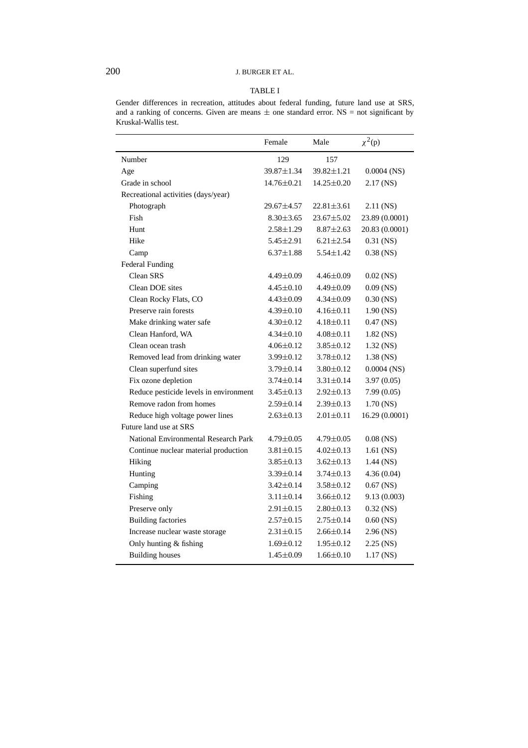TABLE I

Gender differences in recreation, attitudes about federal funding, future land use at SRS, and a ranking of concerns. Given are means $\pm$ one standard error. NS = not significant by Kruskal-Wallis test.

| | Female | Male | $\chi^2$(p) |
|---|---|---|---|
| Number | 129 | 157 | |
| Age | 39.87±1.34 | 39.82±1.21 | 0.0004 (NS) |
| Grade in school | 14.76±0.21 | 14.25±0.20 | 2.17 (NS) |
| Recreational activities (days/year) | | | |
| Photograph | 29.67±4.57 | 22.81±3.61 | 2.11 (NS) |
| Fish | 8.30±3.65 | 23.67±5.02 | 23.89 (0.0001) |
| Hunt | 2.58±1.29 | 8.87±2.63 | 20.83 (0.0001) |
| Hike | 5.45±2.91 | 6.21±2.54 | 0.31 (NS) |
| Camp | 6.37±1.88 | 5.54±1.42 | 0.38 (NS) |
| Federal Funding | | | |
| Clean SRS | 4.49±0.09 | 4.46±0.09 | 0.02 (NS) |
| Clean DOE sites | 4.45±0.10 | 4.49±0.09 | 0.09 (NS) |
| Clean Rocky Flats, CO | 4.43±0.09 | 4.34±0.09 | 0.30 (NS) |
| Preserve rain forests | 4.39±0.10 | 4.16±0.11 | 1.90 (NS) |
| Make drinking water safe | 4.30±0.12 | 4.18±0.11 | 0.47 (NS) |
| Clean Hanford, WA | 4.34±0.10 | 4.08±0.11 | 1.82 (NS) |
| Clean ocean trash | 4.06±0.12 | 3.85±0.12 | 1.32 (NS) |
| Removed lead from drinking water | 3.99±0.12 | 3.78±0.12 | 1.38 (NS) |
| Clean superfund sites | 3.79±0.14 | 3.80±0.12 | 0.0004 (NS) |
| Fix ozone depletion | 3.74±0.14 | 3.31±0.14 | 3.97 (0.05) |
| Reduce pesticide levels in environment | 3.45±0.13 | 2.92±0.13 | 7.99 (0.05) |
| Remove radon from homes | 2.59±0.14 | 2.39±0.13 | 1.70 (NS) |
| Reduce high voltage power lines | 2.63±0.13 | 2.01±0.11 | 16.29 (0.0001) |
| Future land use at SRS | | | |
| National Environmental Research Park | 4.79±0.05 | 4.79±0.05 | 0.08 (NS) |
| Continue nuclear material production | 3.81±0.15 | 4.02±0.13 | 1.61 (NS) |
| Hiking | 3.85±0.13 | 3.62±0.13 | 1.44 (NS) |
| Hunting | 3.39±0.14 | 3.74±0.13 | 4.36 (0.04) |
| Camping | 3.42±0.14 | 3.58±0.12 | 0.67 (NS) |
| Fishing | 3.11±0.14 | 3.66±0.12 | 9.13 (0.003) |
| Preserve only | 2.91±0.15 | 2.80±0.13 | 0.32 (NS) |
| Building factories | 2.57±0.15 | 2.75±0.14 | 0.60 (NS) |
| Increase nuclear waste storage | 2.31±0.15 | 2.66±0.14 | 2.96 (NS) |
| Only hunting & fishing | 1.69±0.12 | 1.95±0.12 | 2.25 (NS) |
| Building houses | 1.45±0.09 | 1.66±0.10 | 1.17 (NS) |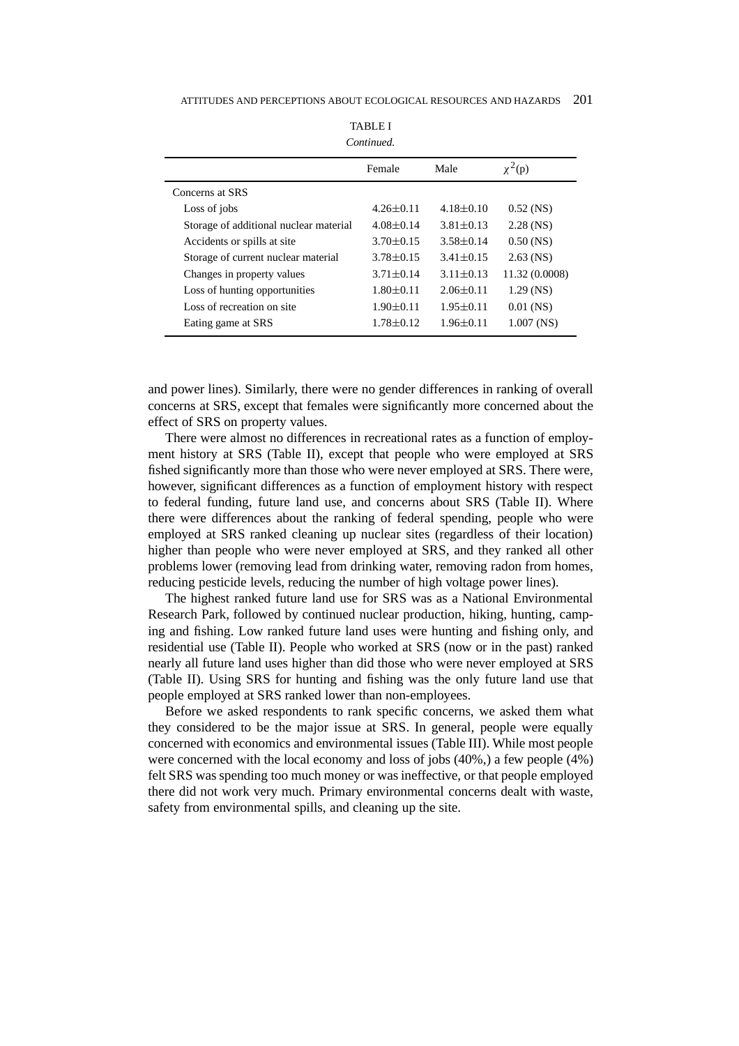TABLE I

*Continued.*

| | Female | Male | $\chi^2$(p) |
|---|---|---|---|
| Concerns at SRS | | | |
| Loss of jobs | 4.26±0.11 | 4.18±0.10 | 0.52 (NS) |
| Storage of additional nuclear material | 4.08±0.14 | 3.81±0.13 | 2.28 (NS) |
| Accidents or spills at site | 3.70±0.15 | 3.58±0.14 | 0.50 (NS) |
| Storage of current nuclear material | 3.78±0.15 | 3.41±0.15 | 2.63 (NS) |
| Changes in property values | 3.71±0.14 | 3.11±0.13 | 11.32 (0.0008) |
| Loss of hunting opportunities | 1.80±0.11 | 2.06±0.11 | 1.29 (NS) |
| Loss of recreation on site | 1.90±0.11 | 1.95±0.11 | 0.01 (NS) |
| Eating game at SRS | 1.78±0.12 | 1.96±0.11 | 1.007 (NS) |

and power lines). Similarly, there were no gender differences in ranking of overall concerns at SRS, except that females were significantly more concerned about the effect of SRS on property values.

There were almost no differences in recreational rates as a function of employment history at SRS (Table II), except that people who were employed at SRS fished significantly more than those who were never employed at SRS. There were, however, significant differences as a function of employment history with respect to federal funding, future land use, and concerns about SRS (Table II). Where there were differences about the ranking of federal spending, people who were employed at SRS ranked cleaning up nuclear sites (regardless of their location) higher than people who were never employed at SRS, and they ranked all other problems lower (removing lead from drinking water, removing radon from homes, reducing pesticide levels, reducing the number of high voltage power lines).

The highest ranked future land use for SRS was as a National Environmental Research Park, followed by continued nuclear production, hiking, hunting, camping and fishing. Low ranked future land uses were hunting and fishing only, and residential use (Table II). People who worked at SRS (now or in the past) ranked nearly all future land uses higher than did those who were never employed at SRS (Table II). Using SRS for hunting and fishing was the only future land use that people employed at SRS ranked lower than non-employees.

Before we asked respondents to rank specific concerns, we asked them what they considered to be the major issue at SRS. In general, people were equally concerned with economics and environmental issues (Table III). While most people were concerned with the local economy and loss of jobs (40%,) a few people (4%) felt SRS was spending too much money or was ineffective, or that people employed there did not work very much. Primary environmental concerns dealt with waste, safety from environmental spills, and cleaning up the site.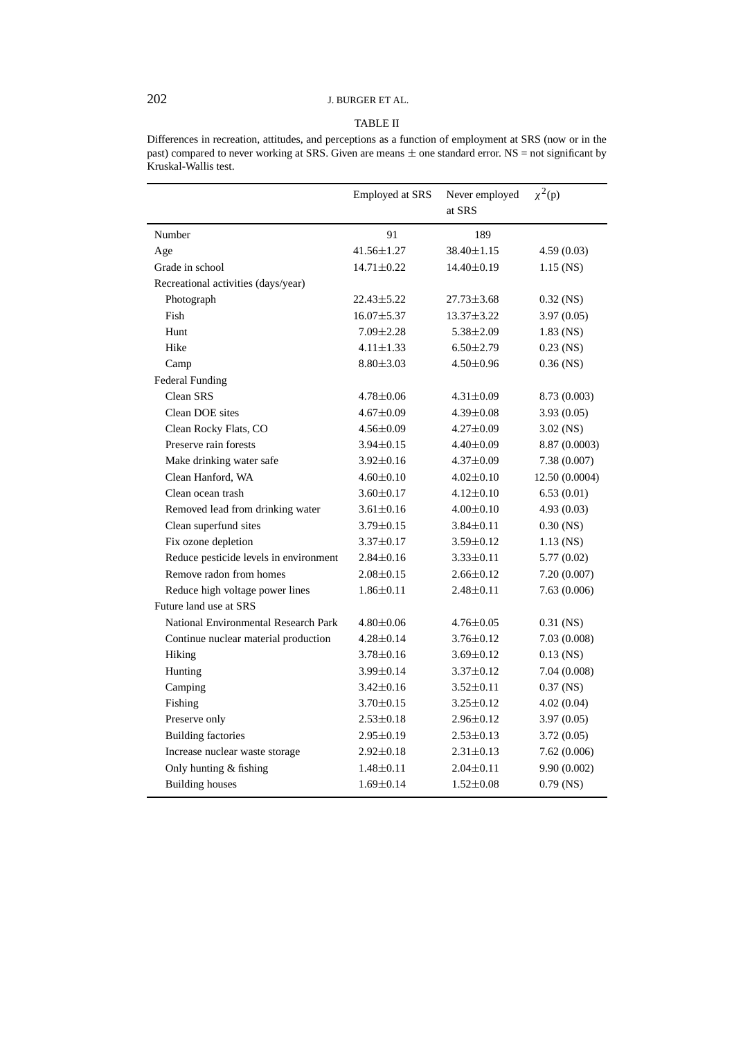TABLE II

Differences in recreation, attitudes, and perceptions as a function of employment at SRS (now or in the past) compared to never working at SRS. Given are means ± one standard error. NS = not significant by Kruskal-Wallis test.

| | Employed at SRS | Never employed at SRS | $\chi^2$(p) |
|---|---|---|---|
| Number | 91 | 189 | |
| Age | 41.56±1.27 | 38.40±1.15 | 4.59 (0.03) |
| Grade in school | 14.71±0.22 | 14.40±0.19 | 1.15 (NS) |
| Recreational activities (days/year) | | | |
| Photograph | 22.43±5.22 | 27.73±3.68 | 0.32 (NS) |
| Fish | 16.07±5.37 | 13.37±3.22 | 3.97 (0.05) |
| Hunt | 7.09±2.28 | 5.38±2.09 | 1.83 (NS) |
| Hike | 4.11±1.33 | 6.50±2.79 | 0.23 (NS) |
| Camp | 8.80±3.03 | 4.50±0.96 | 0.36 (NS) |
| Federal Funding | | | |
| Clean SRS | 4.78±0.06 | 4.31±0.09 | 8.73 (0.003) |
| Clean DOE sites | 4.67±0.09 | 4.39±0.08 | 3.93 (0.05) |
| Clean Rocky Flats, CO | 4.56±0.09 | 4.27±0.09 | 3.02 (NS) |
| Preserve rain forests | 3.94±0.15 | 4.40±0.09 | 8.87 (0.0003) |
| Make drinking water safe | 3.92±0.16 | 4.37±0.09 | 7.38 (0.007) |
| Clean Hanford, WA | 4.60±0.10 | 4.02±0.10 | 12.50 (0.0004) |
| Clean ocean trash | 3.60±0.17 | 4.12±0.10 | 6.53 (0.01) |
| Removed lead from drinking water | 3.61±0.16 | 4.00±0.10 | 4.93 (0.03) |
| Clean superfund sites | 3.79±0.15 | 3.84±0.11 | 0.30 (NS) |
| Fix ozone depletion | 3.37±0.17 | 3.59±0.12 | 1.13 (NS) |
| Reduce pesticide levels in environment | 2.84±0.16 | 3.33±0.11 | 5.77 (0.02) |
| Remove radon from homes | 2.08±0.15 | 2.66±0.12 | 7.20 (0.007) |
| Reduce high voltage power lines | 1.86±0.11 | 2.48±0.11 | 7.63 (0.006) |
| Future land use at SRS | | | |
| National Environmental Research Park | 4.80±0.06 | 4.76±0.05 | 0.31 (NS) |
| Continue nuclear material production | 4.28±0.14 | 3.76±0.12 | 7.03 (0.008) |
| Hiking | 3.78±0.16 | 3.69±0.12 | 0.13 (NS) |
| Hunting | 3.99±0.14 | 3.37±0.12 | 7.04 (0.008) |
| Camping | 3.42±0.16 | 3.52±0.11 | 0.37 (NS) |
| Fishing | 3.70±0.15 | 3.25±0.12 | 4.02 (0.04) |
| Preserve only | 2.53±0.18 | 2.96±0.12 | 3.97 (0.05) |
| Building factories | 2.95±0.19 | 2.53±0.13 | 3.72 (0.05) |
| Increase nuclear waste storage | 2.92±0.18 | 2.31±0.13 | 7.62 (0.006) |
| Only hunting & fishing | 1.48±0.11 | 2.04±0.11 | 9.90 (0.002) |
| Building houses | 1.69±0.14 | 1.52±0.08 | 0.79 (NS) |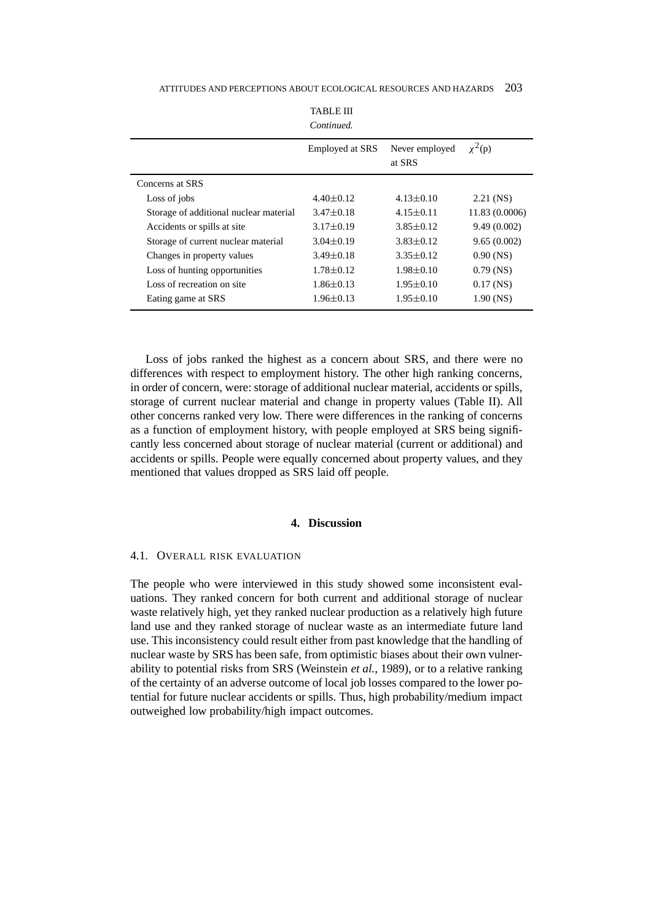TABLE III

*Continued.*

| | Employed at SRS | Never employed at SRS | $\chi^2$(p) |
|---|---|---|---|
| Concerns at SRS | | | |
| Loss of jobs | 4.40±0.12 | 4.13±0.10 | 2.21 (NS) |
| Storage of additional nuclear material | 3.47±0.18 | 4.15±0.11 | 11.83 (0.0006) |
| Accidents or spills at site | 3.17±0.19 | 3.85±0.12 | 9.49 (0.002) |
| Storage of current nuclear material | 3.04±0.19 | 3.83±0.12 | 9.65 (0.002) |
| Changes in property values | 3.49±0.18 | 3.35±0.12 | 0.90 (NS) |
| Loss of hunting opportunities | 1.78±0.12 | 1.98±0.10 | 0.79 (NS) |
| Loss of recreation on site | 1.86±0.13 | 1.95±0.10 | 0.17 (NS) |
| Eating game at SRS | 1.96±0.13 | 1.95±0.10 | 1.90 (NS) |

Loss of jobs ranked the highest as a concern about SRS, and there were no differences with respect to employment history. The other high ranking concerns, in order of concern, were: storage of additional nuclear material, accidents or spills, storage of current nuclear material and change in property values (Table II). All other concerns ranked very low. There were differences in the ranking of concerns as a function of employment history, with people employed at SRS being significantly less concerned about storage of nuclear material (current or additional) and accidents or spills. People were equally concerned about property values, and they mentioned that values dropped as SRS laid off people.

## 4. Discussion

### 4.1. Overall Risk Evaluation

The people who were interviewed in this study showed some inconsistent evaluations. They ranked concern for both current and additional storage of nuclear waste relatively high, yet they ranked nuclear production as a relatively high future land use and they ranked storage of nuclear waste as an intermediate future land use. This inconsistency could result either from past knowledge that the handling of nuclear waste by SRS has been safe, from optimistic biases about their own vulnerability to potential risks from SRS (Weinstein *et al.*, 1989), or to a relative ranking of the certainty of an adverse outcome of local job losses compared to the lower potential for future nuclear accidents or spills. Thus, high probability/medium impact outweighed low probability/high impact outcomes.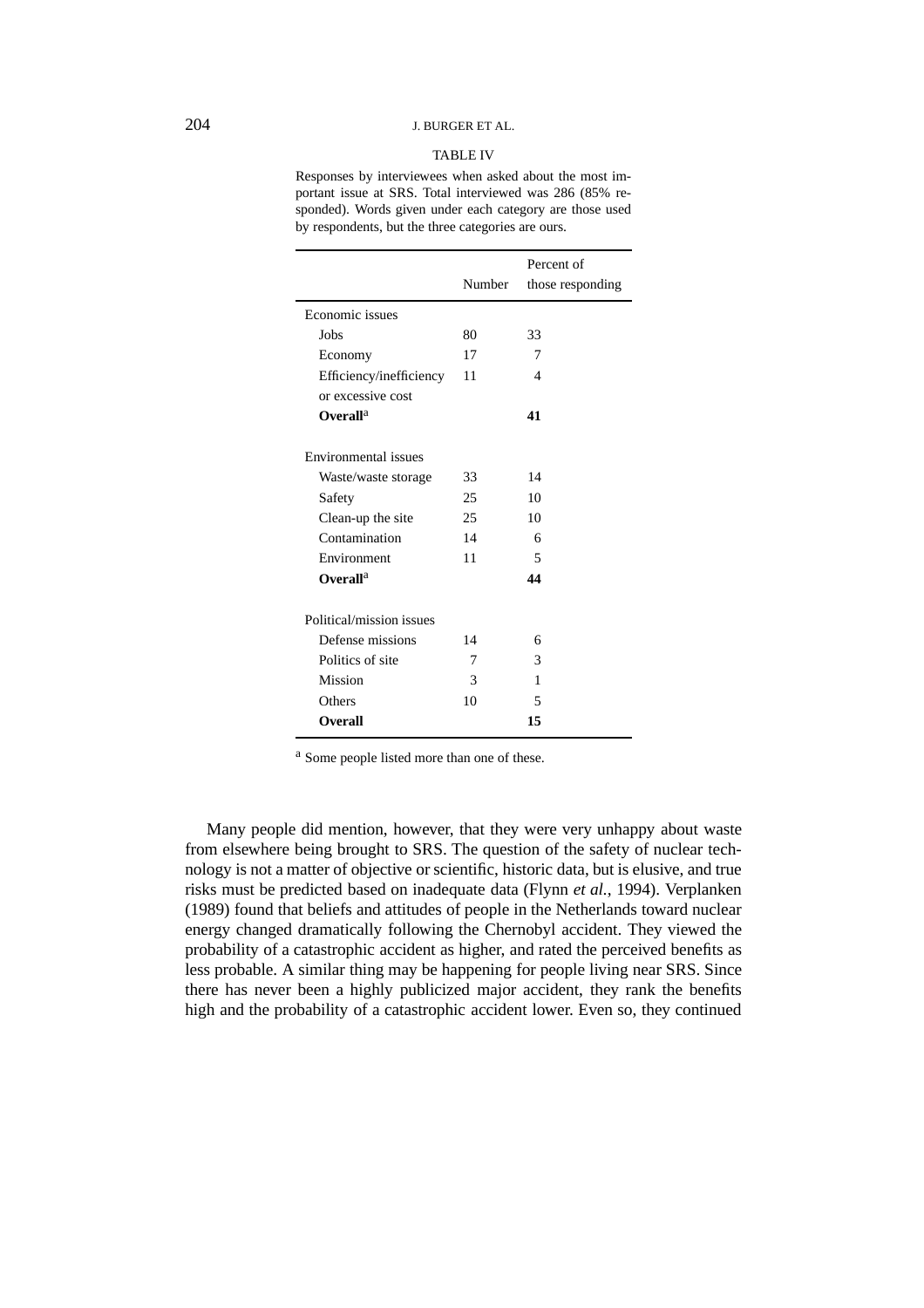TABLE IV

Responses by interviewees when asked about the most important issue at SRS. Total interviewed was 286 (85% responded). Words given under each category are those used by respondents, but the three categories are ours.

| | Number | Percent of those responding |
|---|---|---|
| Economic issues | | |
| Jobs | 80 | 33 |
| Economy | 17 | 7 |
| Efficiency/inefficiency or excessive cost | 11 | 4 |
| **Overall**[a] | | **41** |
| Environmental issues | | |
| Waste/waste storage | 33 | 14 |
| Safety | 25 | 10 |
| Clean-up the site | 25 | 10 |
| Contamination | 14 | 6 |
| Environment | 11 | 5 |
| **Overall**[a] | | **44** |
| Political/mission issues | | |
| Defense missions | 14 | 6 |
| Politics of site | 7 | 3 |
| Mission | 3 | 1 |
| Others | 10 | 5 |
| **Overall** | | **15** |

[a] Some people listed more than one of these.

Many people did mention, however, that they were very unhappy about waste from elsewhere being brought to SRS. The question of the safety of nuclear technology is not a matter of objective or scientific, historic data, but is elusive, and true risks must be predicted based on inadequate data (Flynn *et al.*, 1994). Verplanken (1989) found that beliefs and attitudes of people in the Netherlands toward nuclear energy changed dramatically following the Chernobyl accident. They viewed the probability of a catastrophic accident as higher, and rated the perceived benefits as less probable. A similar thing may be happening for people living near SRS. Since there has never been a highly publicized major accident, they rank the benefits high and the probability of a catastrophic accident lower. Even so, they continued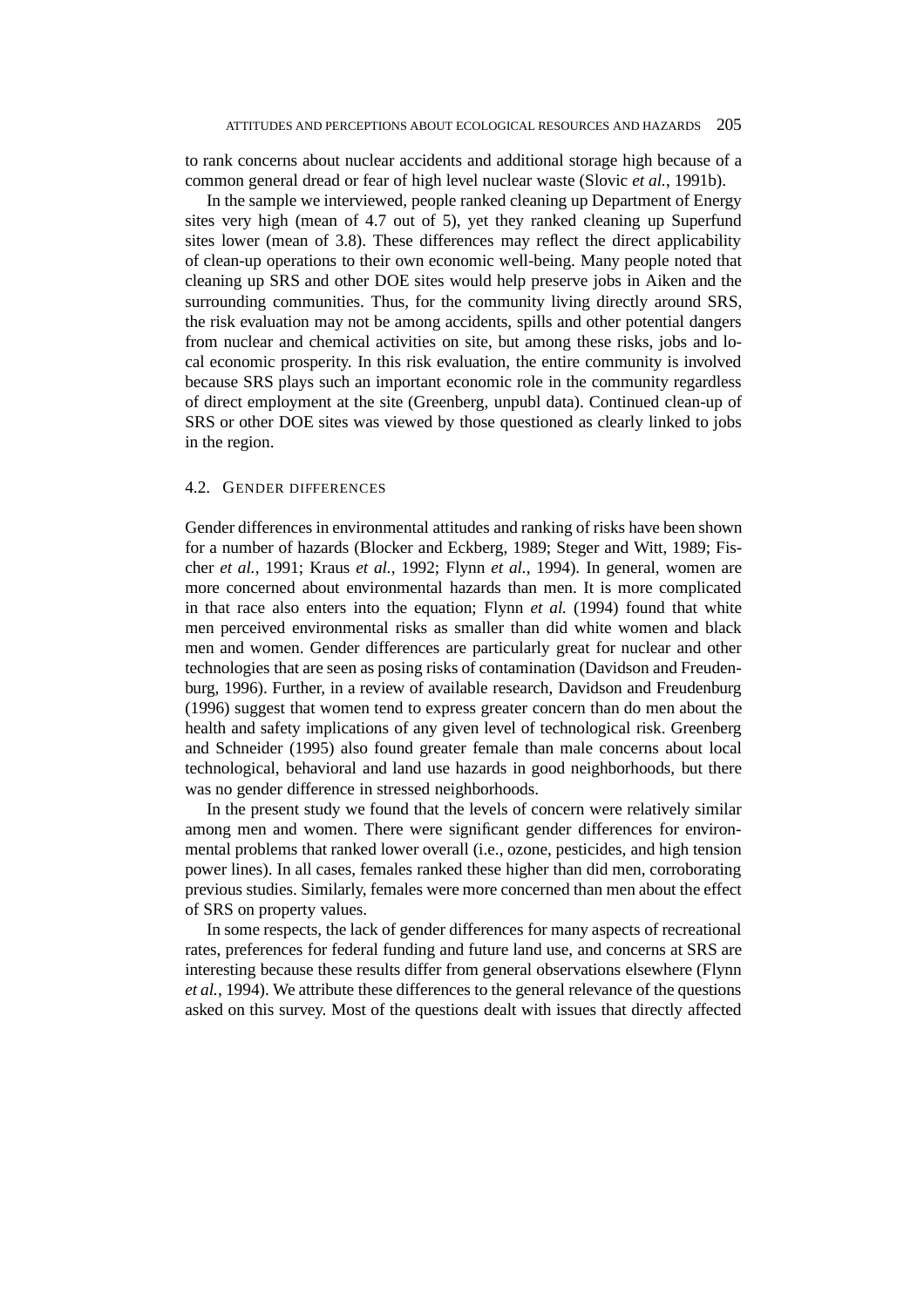to rank concerns about nuclear accidents and additional storage high because of a common general dread or fear of high level nuclear waste (Slovic *et al.*, 1991b).

In the sample we interviewed, people ranked cleaning up Department of Energy sites very high (mean of 4.7 out of 5), yet they ranked cleaning up Superfund sites lower (mean of 3.8). These differences may reflect the direct applicability of clean-up operations to their own economic well-being. Many people noted that cleaning up SRS and other DOE sites would help preserve jobs in Aiken and the surrounding communities. Thus, for the community living directly around SRS, the risk evaluation may not be among accidents, spills and other potential dangers from nuclear and chemical activities on site, but among these risks, jobs and local economic prosperity. In this risk evaluation, the entire community is involved because SRS plays such an important economic role in the community regardless of direct employment at the site (Greenberg, unpubl data). Continued clean-up of SRS or other DOE sites was viewed by those questioned as clearly linked to jobs in the region.

### 4.2. Gender differences

Gender differences in environmental attitudes and ranking of risks have been shown for a number of hazards (Blocker and Eckberg, 1989; Steger and Witt, 1989; Fischer *et al.*, 1991; Kraus *et al.*, 1992; Flynn *et al.*, 1994). In general, women are more concerned about environmental hazards than men. It is more complicated in that race also enters into the equation; Flynn *et al.* (1994) found that white men perceived environmental risks as smaller than did white women and black men and women. Gender differences are particularly great for nuclear and other technologies that are seen as posing risks of contamination (Davidson and Freudenburg, 1996). Further, in a review of available research, Davidson and Freudenburg (1996) suggest that women tend to express greater concern than do men about the health and safety implications of any given level of technological risk. Greenberg and Schneider (1995) also found greater female than male concerns about local technological, behavioral and land use hazards in good neighborhoods, but there was no gender difference in stressed neighborhoods.

In the present study we found that the levels of concern were relatively similar among men and women. There were significant gender differences for environmental problems that ranked lower overall (i.e., ozone, pesticides, and high tension power lines). In all cases, females ranked these higher than did men, corroborating previous studies. Similarly, females were more concerned than men about the effect of SRS on property values.

In some respects, the lack of gender differences for many aspects of recreational rates, preferences for federal funding and future land use, and concerns at SRS are interesting because these results differ from general observations elsewhere (Flynn *et al.*, 1994). We attribute these differences to the general relevance of the questions asked on this survey. Most of the questions dealt with issues that directly affected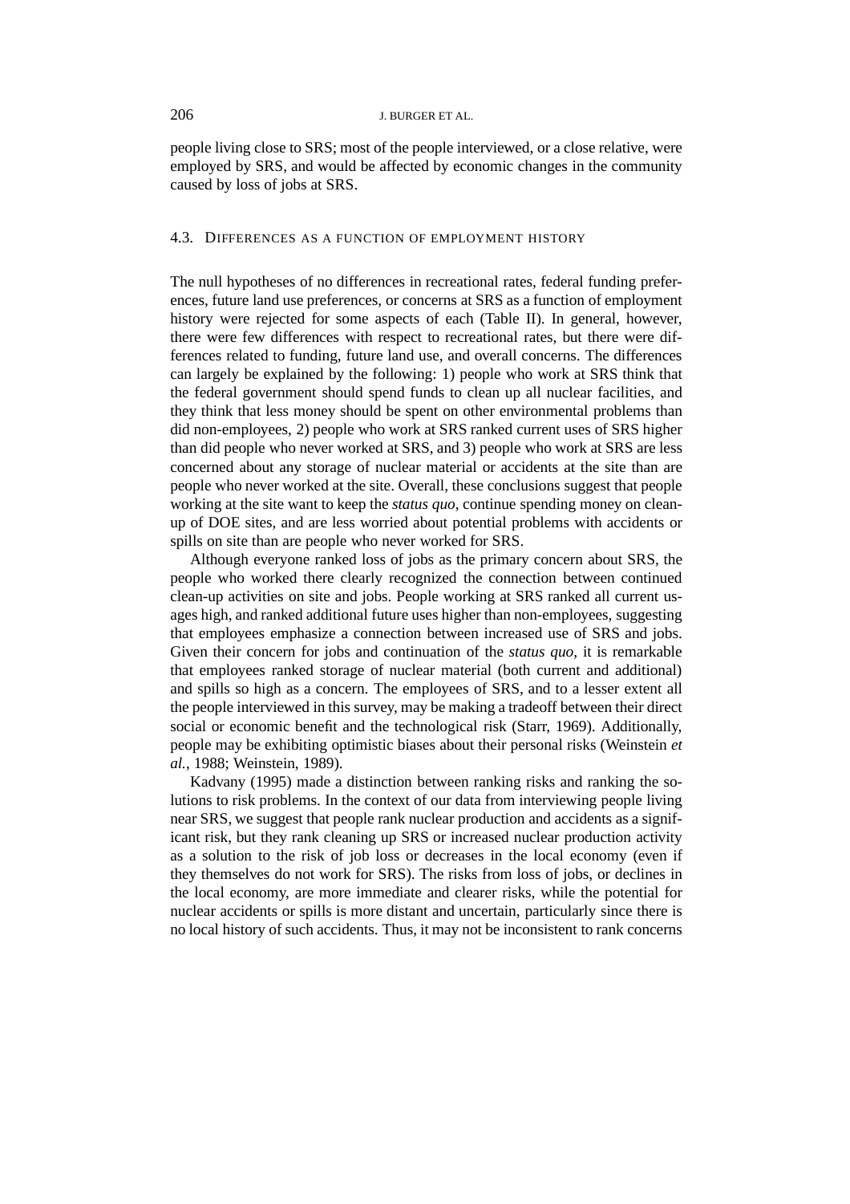people living close to SRS; most of the people interviewed, or a close relative, were employed by SRS, and would be affected by economic changes in the community caused by loss of jobs at SRS.

### 4.3. Differences as a Function of Employment History

The null hypotheses of no differences in recreational rates, federal funding preferences, future land use preferences, or concerns at SRS as a function of employment history were rejected for some aspects of each (Table II). In general, however, there were few differences with respect to recreational rates, but there were differences related to funding, future land use, and overall concerns. The differences can largely be explained by the following: 1) people who work at SRS think that the federal government should spend funds to clean up all nuclear facilities, and they think that less money should be spent on other environmental problems than did non-employees, 2) people who work at SRS ranked current uses of SRS higher than did people who never worked at SRS, and 3) people who work at SRS are less concerned about any storage of nuclear material or accidents at the site than are people who never worked at the site. Overall, these conclusions suggest that people working at the site want to keep the *status quo*, continue spending money on clean-up of DOE sites, and are less worried about potential problems with accidents or spills on site than are people who never worked for SRS.

Although everyone ranked loss of jobs as the primary concern about SRS, the people who worked there clearly recognized the connection between continued clean-up activities on site and jobs. People working at SRS ranked all current usages high, and ranked additional future uses higher than non-employees, suggesting that employees emphasize a connection between increased use of SRS and jobs. Given their concern for jobs and continuation of the *status quo*, it is remarkable that employees ranked storage of nuclear material (both current and additional) and spills so high as a concern. The employees of SRS, and to a lesser extent all the people interviewed in this survey, may be making a tradeoff between their direct social or economic benefit and the technological risk (Starr, 1969). Additionally, people may be exhibiting optimistic biases about their personal risks (Weinstein *et al.*, 1988; Weinstein, 1989).

Kadvany (1995) made a distinction between ranking risks and ranking the solutions to risk problems. In the context of our data from interviewing people living near SRS, we suggest that people rank nuclear production and accidents as a significant risk, but they rank cleaning up SRS or increased nuclear production activity as a solution to the risk of job loss or decreases in the local economy (even if they themselves do not work for SRS). The risks from loss of jobs, or declines in the local economy, are more immediate and clearer risks, while the potential for nuclear accidents or spills is more distant and uncertain, particularly since there is no local history of such accidents. Thus, it may not be inconsistent to rank concerns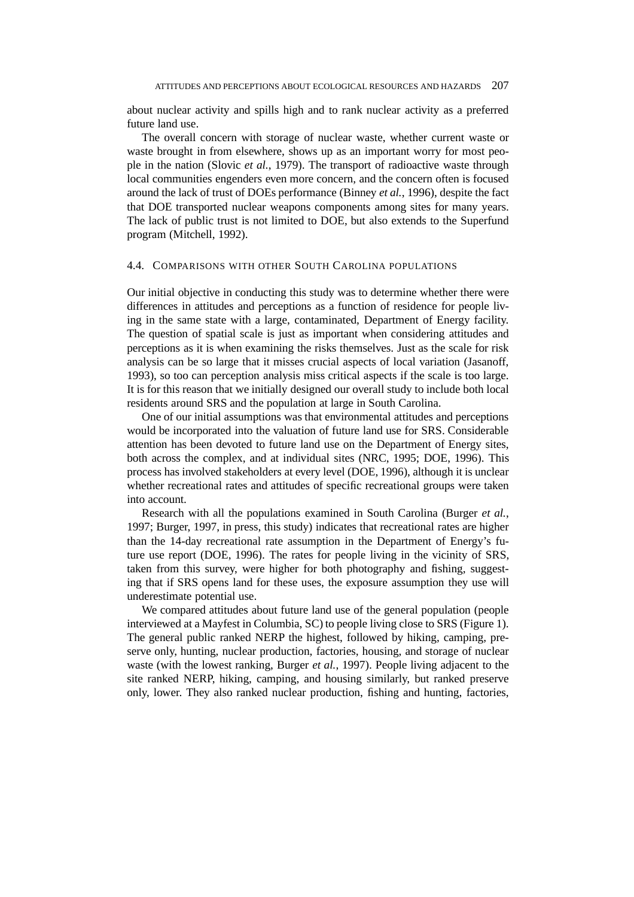about nuclear activity and spills high and to rank nuclear activity as a preferred future land use.

The overall concern with storage of nuclear waste, whether current waste or waste brought in from elsewhere, shows up as an important worry for most people in the nation (Slovic *et al.*, 1979). The transport of radioactive waste through local communities engenders even more concern, and the concern often is focused around the lack of trust of DOEs performance (Binney *et al.*, 1996), despite the fact that DOE transported nuclear weapons components among sites for many years. The lack of public trust is not limited to DOE, but also extends to the Superfund program (Mitchell, 1992).

### 4.4. Comparisons with other South Carolina populations

Our initial objective in conducting this study was to determine whether there were differences in attitudes and perceptions as a function of residence for people living in the same state with a large, contaminated, Department of Energy facility. The question of spatial scale is just as important when considering attitudes and perceptions as it is when examining the risks themselves. Just as the scale for risk analysis can be so large that it misses crucial aspects of local variation (Jasanoff, 1993), so too can perception analysis miss critical aspects if the scale is too large. It is for this reason that we initially designed our overall study to include both local residents around SRS and the population at large in South Carolina.

One of our initial assumptions was that environmental attitudes and perceptions would be incorporated into the valuation of future land use for SRS. Considerable attention has been devoted to future land use on the Department of Energy sites, both across the complex, and at individual sites (NRC, 1995; DOE, 1996). This process has involved stakeholders at every level (DOE, 1996), although it is unclear whether recreational rates and attitudes of specific recreational groups were taken into account.

Research with all the populations examined in South Carolina (Burger *et al.*, 1997; Burger, 1997, in press, this study) indicates that recreational rates are higher than the 14-day recreational rate assumption in the Department of Energy's future use report (DOE, 1996). The rates for people living in the vicinity of SRS, taken from this survey, were higher for both photography and fishing, suggesting that if SRS opens land for these uses, the exposure assumption they use will underestimate potential use.

We compared attitudes about future land use of the general population (people interviewed at a Mayfest in Columbia, SC) to people living close to SRS (Figure 1). The general public ranked NERP the highest, followed by hiking, camping, preserve only, hunting, nuclear production, factories, housing, and storage of nuclear waste (with the lowest ranking, Burger *et al.*, 1997). People living adjacent to the site ranked NERP, hiking, camping, and housing similarly, but ranked preserve only, lower. They also ranked nuclear production, fishing and hunting, factories,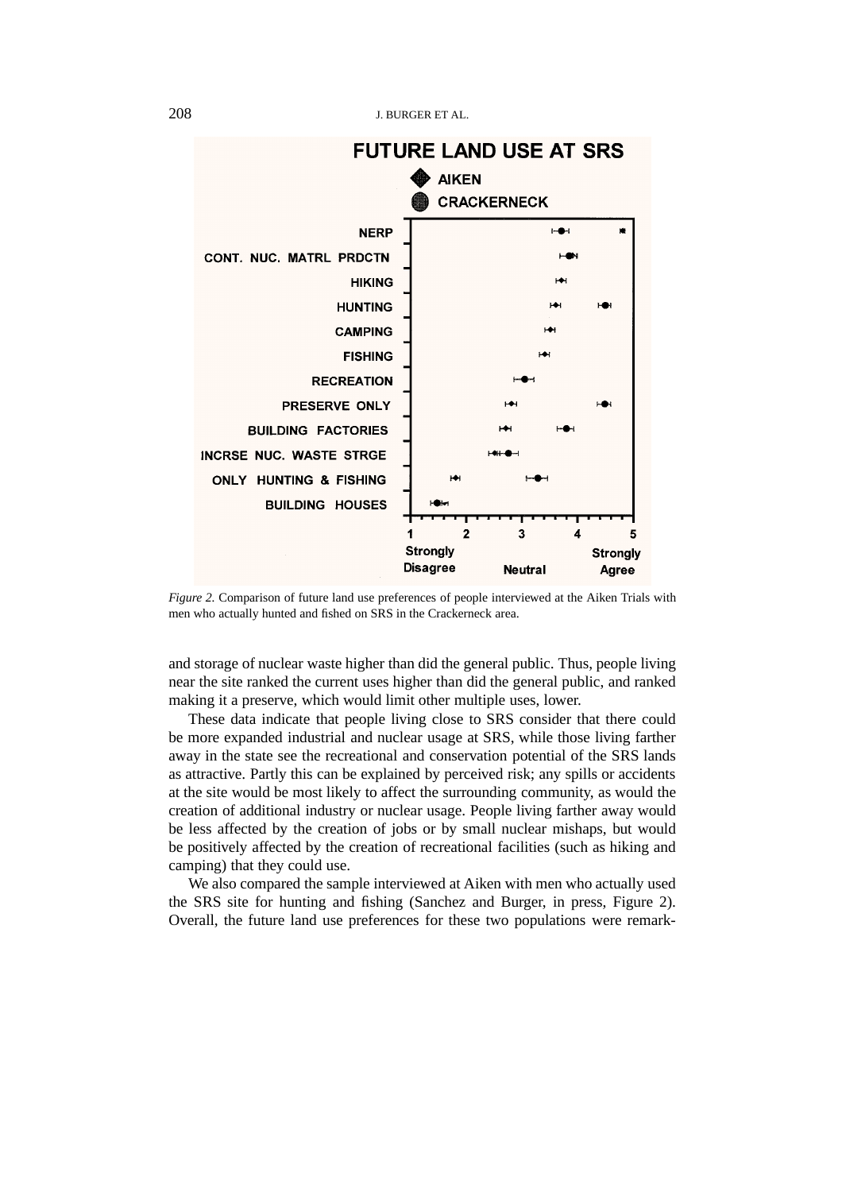*Figure 2.* Comparison of future land use preferences of people interviewed at the Aiken Trials with men who actually hunted and fished on SRS in the Crackerneck area.

and storage of nuclear waste higher than did the general public. Thus, people living near the site ranked the current uses higher than did the general public, and ranked making it a preserve, which would limit other multiple uses, lower.

These data indicate that people living close to SRS consider that there could be more expanded industrial and nuclear usage at SRS, while those living farther away in the state see the recreational and conservation potential of the SRS lands as attractive. Partly this can be explained by perceived risk; any spills or accidents at the site would be most likely to affect the surrounding community, as would the creation of additional industry or nuclear usage. People living farther away would be less affected by the creation of jobs or by small nuclear mishaps, but would be positively affected by the creation of recreational facilities (such as hiking and camping) that they could use.

We also compared the sample interviewed at Aiken with men who actually used the SRS site for hunting and fishing (Sanchez and Burger, in press, Figure 2). Overall, the future land use preferences for these two populations were remark-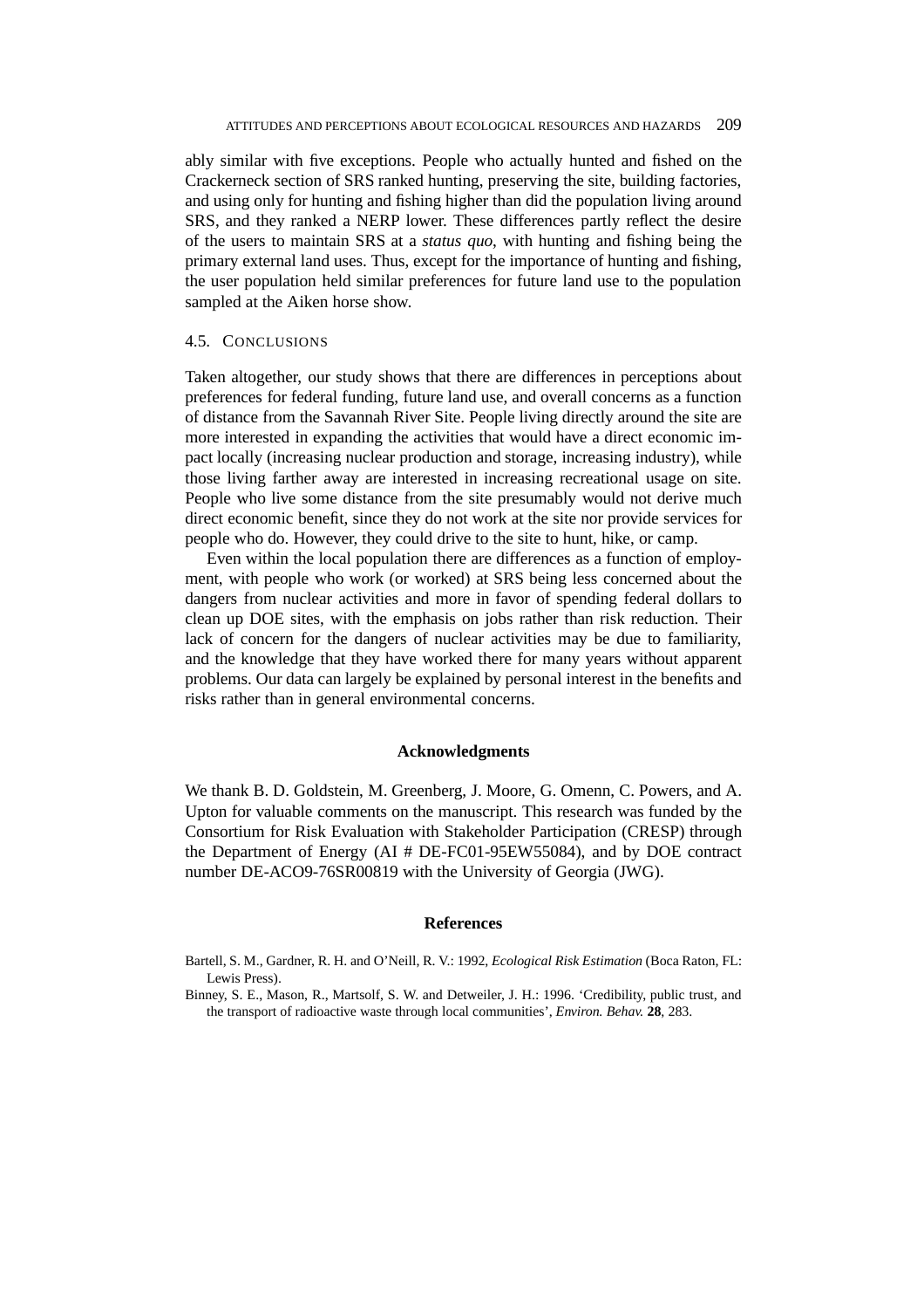ably similar with five exceptions. People who actually hunted and fished on the Crackerneck section of SRS ranked hunting, preserving the site, building factories, and using only for hunting and fishing higher than did the population living around SRS, and they ranked a NERP lower. These differences partly reflect the desire of the users to maintain SRS at a *status quo*, with hunting and fishing being the primary external land uses. Thus, except for the importance of hunting and fishing, the user population held similar preferences for future land use to the population sampled at the Aiken horse show.

### 4.5. Conclusions

Taken altogether, our study shows that there are differences in perceptions about preferences for federal funding, future land use, and overall concerns as a function of distance from the Savannah River Site. People living directly around the site are more interested in expanding the activities that would have a direct economic impact locally (increasing nuclear production and storage, increasing industry), while those living farther away are interested in increasing recreational usage on site. People who live some distance from the site presumably would not derive much direct economic benefit, since they do not work at the site nor provide services for people who do. However, they could drive to the site to hunt, hike, or camp.

Even within the local population there are differences as a function of employment, with people who work (or worked) at SRS being less concerned about the dangers from nuclear activities and more in favor of spending federal dollars to clean up DOE sites, with the emphasis on jobs rather than risk reduction. Their lack of concern for the dangers of nuclear activities may be due to familiarity, and the knowledge that they have worked there for many years without apparent problems. Our data can largely be explained by personal interest in the benefits and risks rather than in general environmental concerns.

## Acknowledgments

We thank B. D. Goldstein, M. Greenberg, J. Moore, G. Omenn, C. Powers, and A. Upton for valuable comments on the manuscript. This research was funded by the Consortium for Risk Evaluation with Stakeholder Participation (CRESP) through the Department of Energy (AI # DE-FC01-95EW55084), and by DOE contract number DE-ACO9-76SR00819 with the University of Georgia (JWG).

## References

Bartell, S. M., Gardner, R. H. and O'Neill, R. V.: 1992, *Ecological Risk Estimation* (Boca Raton, FL: Lewis Press).

Binney, S. E., Mason, R., Martsolf, S. W. and Detweiler, J. H.: 1996. 'Credibility, public trust, and the transport of radioactive waste through local communities', *Environ. Behav.* **28**, 283.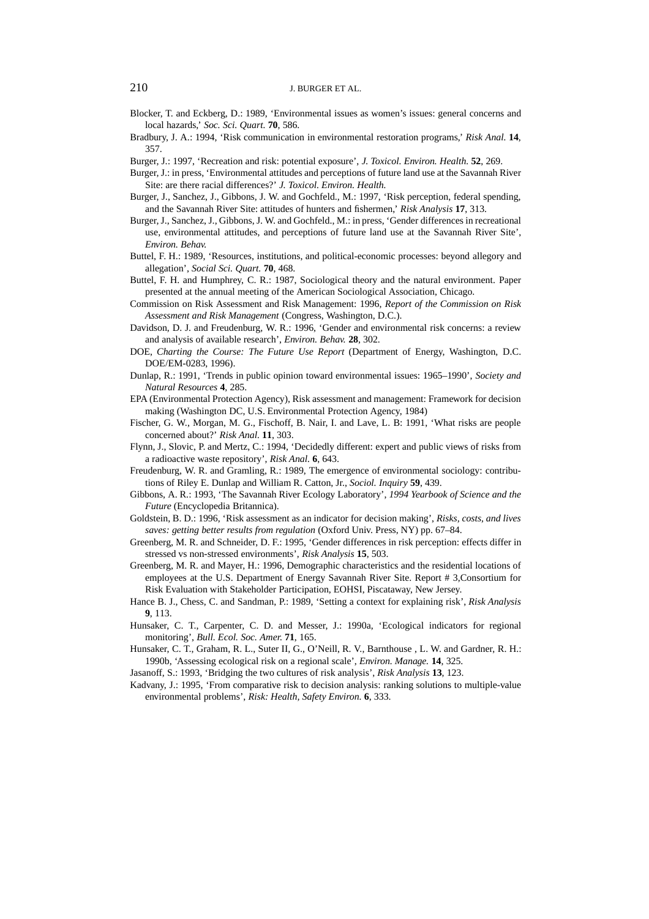Blocker, T. and Eckberg, D.: 1989, 'Environmental issues as women's issues: general concerns and local hazards,' *Soc. Sci. Quart.* **70**, 586.

Bradbury, J. A.: 1994, 'Risk communication in environmental restoration programs,' *Risk Anal.* **14**, 357.

Burger, J.: 1997, 'Recreation and risk: potential exposure', *J. Toxicol. Environ. Health.* **52**, 269.

Burger, J.: in press, 'Environmental attitudes and perceptions of future land use at the Savannah River Site: are there racial differences?' *J. Toxicol. Environ. Health.*

Burger, J., Sanchez, J., Gibbons, J. W. and Gochfeld., M.: 1997, 'Risk perception, federal spending, and the Savannah River Site: attitudes of hunters and fishermen,' *Risk Analysis* **17**, 313.

Burger, J., Sanchez, J., Gibbons, J. W. and Gochfeld., M.: in press, 'Gender differences in recreational use, environmental attitudes, and perceptions of future land use at the Savannah River Site', *Environ. Behav.*

Buttel, F. H.: 1989, 'Resources, institutions, and political-economic processes: beyond allegory and allegation', *Social Sci. Quart.* **70**, 468.

Buttel, F. H. and Humphrey, C. R.: 1987, Sociological theory and the natural environment. Paper presented at the annual meeting of the American Sociological Association, Chicago.

Commission on Risk Assessment and Risk Management: 1996, *Report of the Commission on Risk Assessment and Risk Management* (Congress, Washington, D.C.).

Davidson, D. J. and Freudenburg, W. R.: 1996, 'Gender and environmental risk concerns: a review and analysis of available research', *Environ. Behav.* **28**, 302.

DOE, *Charting the Course: The Future Use Report* (Department of Energy, Washington, D.C. DOE/EM-0283, 1996).

Dunlap, R.: 1991, 'Trends in public opinion toward environmental issues: 1965–1990', *Society and Natural Resources* **4**, 285.

EPA (Environmental Protection Agency), Risk assessment and management: Framework for decision making (Washington DC, U.S. Environmental Protection Agency, 1984)

Fischer, G. W., Morgan, M. G., Fischoff, B. Nair, I. and Lave, L. B: 1991, 'What risks are people concerned about?' *Risk Anal.* **11**, 303.

Flynn, J., Slovic, P. and Mertz, C.: 1994, 'Decidedly different: expert and public views of risks from a radioactive waste repository', *Risk Anal.* **6**, 643.

Freudenburg, W. R. and Gramling, R.: 1989, The emergence of environmental sociology: contributions of Riley E. Dunlap and William R. Catton, Jr., *Sociol. Inquiry* **59**, 439.

Gibbons, A. R.: 1993, 'The Savannah River Ecology Laboratory', *1994 Yearbook of Science and the Future* (Encyclopedia Britannica).

Goldstein, B. D.: 1996, 'Risk assessment as an indicator for decision making', *Risks, costs, and lives saves: getting better results from regulation* (Oxford Univ. Press, NY) pp. 67–84.

Greenberg, M. R. and Schneider, D. F.: 1995, 'Gender differences in risk perception: effects differ in stressed vs non-stressed environments', *Risk Analysis* **15**, 503.

Greenberg, M. R. and Mayer, H.: 1996, Demographic characteristics and the residential locations of employees at the U.S. Department of Energy Savannah River Site. Report # 3,Consortium for Risk Evaluation with Stakeholder Participation, EOHSI, Piscataway, New Jersey.

Hance B. J., Chess, C. and Sandman, P.: 1989, 'Setting a context for explaining risk', *Risk Analysis* **9**, 113.

Hunsaker, C. T., Carpenter, C. D. and Messer, J.: 1990a, 'Ecological indicators for regional monitoring', *Bull. Ecol. Soc. Amer.* **71**, 165.

Hunsaker, C. T., Graham, R. L., Suter II, G., O'Neill, R. V., Barnthouse , L. W. and Gardner, R. H.: 1990b, 'Assessing ecological risk on a regional scale', *Environ. Manage.* **14**, 325.

Jasanoff, S.: 1993, 'Bridging the two cultures of risk analysis', *Risk Analysis* **13**, 123.

Kadvany, J.: 1995, 'From comparative risk to decision analysis: ranking solutions to multiple-value environmental problems', *Risk: Health, Safety Environ.* **6**, 333.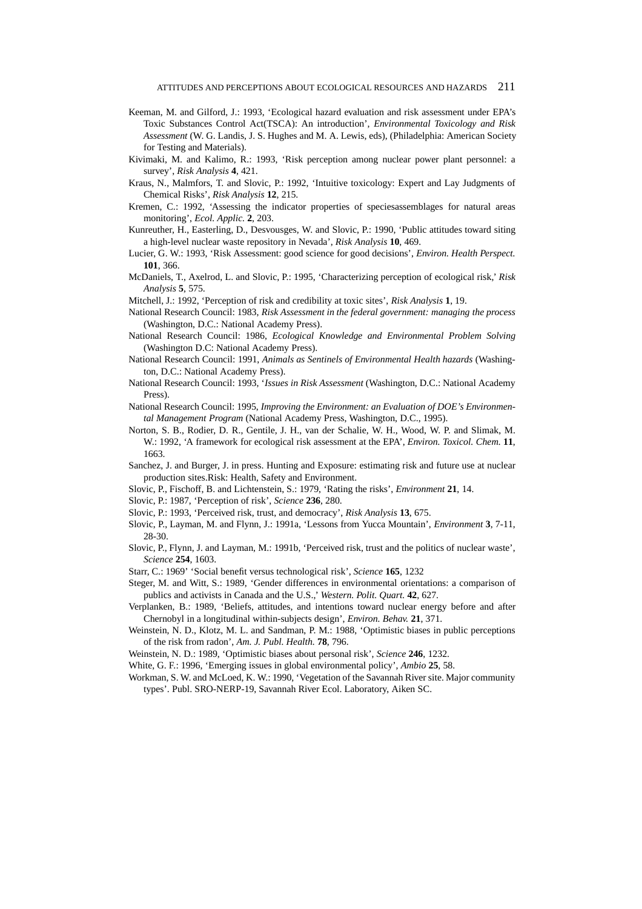Keeman, M. and Gilford, J.: 1993, 'Ecological hazard evaluation and risk assessment under EPA's Toxic Substances Control Act(TSCA): An introduction', *Environmental Toxicology and Risk Assessment* (W. G. Landis, J. S. Hughes and M. A. Lewis, eds), (Philadelphia: American Society for Testing and Materials).

Kivimaki, M. and Kalimo, R.: 1993, 'Risk perception among nuclear power plant personnel: a survey', *Risk Analysis* **4**, 421.

Kraus, N., Malmfors, T. and Slovic, P.: 1992, 'Intuitive toxicology: Expert and Lay Judgments of Chemical Risks', *Risk Analysis* **12**, 215.

Kremen, C.: 1992, 'Assessing the indicator properties of speciesassemblages for natural areas monitoring', *Ecol. Applic.* **2**, 203.

Kunreuther, H., Easterling, D., Desvousges, W. and Slovic, P.: 1990, 'Public attitudes toward siting a high-level nuclear waste repository in Nevada', *Risk Analysis* **10**, 469.

Lucier, G. W.: 1993, 'Risk Assessment: good science for good decisions', *Environ. Health Perspect.* **101**, 366.

McDaniels, T., Axelrod, L. and Slovic, P.: 1995, 'Characterizing perception of ecological risk,' *Risk Analysis* **5**, 575.

Mitchell, J.: 1992, 'Perception of risk and credibility at toxic sites', *Risk Analysis* **1**, 19.

National Research Council: 1983, *Risk Assessment in the federal government: managing the process* (Washington, D.C.: National Academy Press).

National Research Council: 1986, *Ecological Knowledge and Environmental Problem Solving* (Washington D.C: National Academy Press).

National Research Council: 1991, *Animals as Sentinels of Environmental Health hazards* (Washington, D.C.: National Academy Press).

National Research Council: 1993, '*Issues in Risk Assessment* (Washington, D.C.: National Academy Press).

National Research Council: 1995, *Improving the Environment: an Evaluation of DOE's Environmental Management Program* (National Academy Press, Washington, D.C., 1995).

Norton, S. B., Rodier, D. R., Gentile, J. H., van der Schalie, W. H., Wood, W. P. and Slimak, M. W.: 1992, 'A framework for ecological risk assessment at the EPA', *Environ. Toxicol. Chem.* **11**, 1663.

Sanchez, J. and Burger, J. in press. Hunting and Exposure: estimating risk and future use at nuclear production sites.Risk: Health, Safety and Environment.

Slovic, P., Fischoff, B. and Lichtenstein, S.: 1979, 'Rating the risks', *Environment* **21**, 14.

Slovic, P.: 1987, 'Perception of risk', *Science* **236**, 280.

Slovic, P.: 1993, 'Perceived risk, trust, and democracy', *Risk Analysis* **13**, 675.

Slovic, P., Layman, M. and Flynn, J.: 1991a, 'Lessons from Yucca Mountain', *Environment* **3**, 7-11, 28-30.

Slovic, P., Flynn, J. and Layman, M.: 1991b, 'Perceived risk, trust and the politics of nuclear waste', *Science* **254**, 1603.

Starr, C.: 1969' 'Social benefit versus technological risk', *Science* **165**, 1232

Steger, M. and Witt, S.: 1989, 'Gender differences in environmental orientations: a comparison of publics and activists in Canada and the U.S.,' *Western. Polit. Quart.* **42**, 627.

Verplanken, B.: 1989, 'Beliefs, attitudes, and intentions toward nuclear energy before and after Chernobyl in a longitudinal within-subjects design', *Environ. Behav.* **21**, 371.

Weinstein, N. D., Klotz, M. L. and Sandman, P. M.: 1988, 'Optimistic biases in public perceptions of the risk from radon', *Am. J. Publ. Health.* **78**, 796.

Weinstein, N. D.: 1989, 'Optimistic biases about personal risk', *Science* **246**, 1232.

White, G. F.: 1996, 'Emerging issues in global environmental policy', *Ambio* **25**, 58.

Workman, S. W. and McLoed, K. W.: 1990, 'Vegetation of the Savannah River site. Major community types'. Publ. SRO-NERP-19, Savannah River Ecol. Laboratory, Aiken SC.